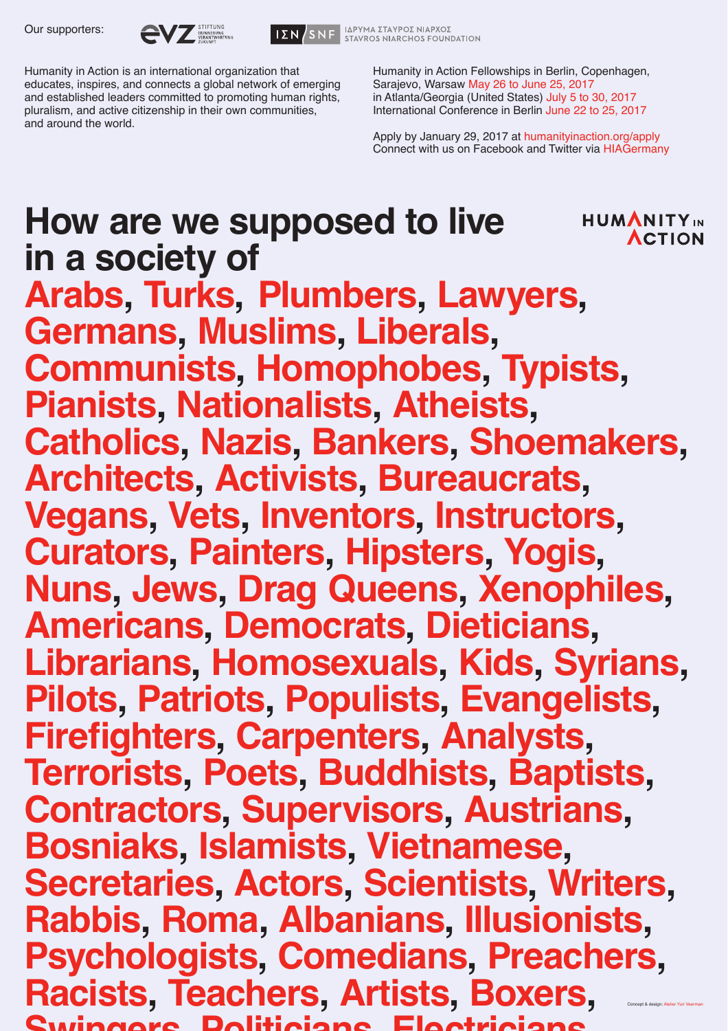Our supporters: EVZ Stiftung Erinnerung Verantwortung Zukunft | ΙΣΝ SNF ΙΔΡΥΜΑ ΣΤΑΥΡΟΣ ΝΙΑΡΧΟΣ STAVROS NIARCHOS FOUNDATION

Humanity in Action is an international organization that educates, inspires, and connects a global network of emerging and established leaders committed to promoting human rights, pluralism, and active citizenship in their own communities, and around the world.

Humanity in Action Fellowships in Berlin, Copenhagen, Sarajevo, Warsaw May 26 to June 25, 2017
in Atlanta/Georgia (United States) July 5 to 30, 2017
International Conference in Berlin June 22 to 25, 2017

Apply by January 29, 2017 at humanityinaction.org/apply
Connect with us on Facebook and Twitter via HIAGermany

HUMANITY IN ACTION

# How are we supposed to live in a society of

# Arabs, Turks, Plumbers, Lawyers, Germans, Muslims, Liberals, Communists, Homophobes, Typists, Pianists, Nationalists, Atheists, Catholics, Nazis, Bankers, Shoemakers, Architects, Activists, Bureaucrats, Vegans, Vets, Inventors, Instructors, Curators, Painters, Hipsters, Yogis, Nuns, Jews, Drag Queens, Xenophiles, Americans, Democrats, Dieticians, Librarians, Homosexuals, Kids, Syrians, Pilots, Patriots, Populists, Evangelists, Firefighters, Carpenters, Analysts, Terrorists, Poets, Buddhists, Baptists, Contractors, Supervisors, Austrians, Bosniaks, Islamists, Vietnamese, Secretaries, Actors, Scientists, Writers, Rabbis, Roma, Albanians, Illusionists, Psychologists, Comedians, Preachers, Racists, Teachers, Artists, Boxers, Swingers, Politicians, Electricians,

Concept & design: Atelier Yuri Veerman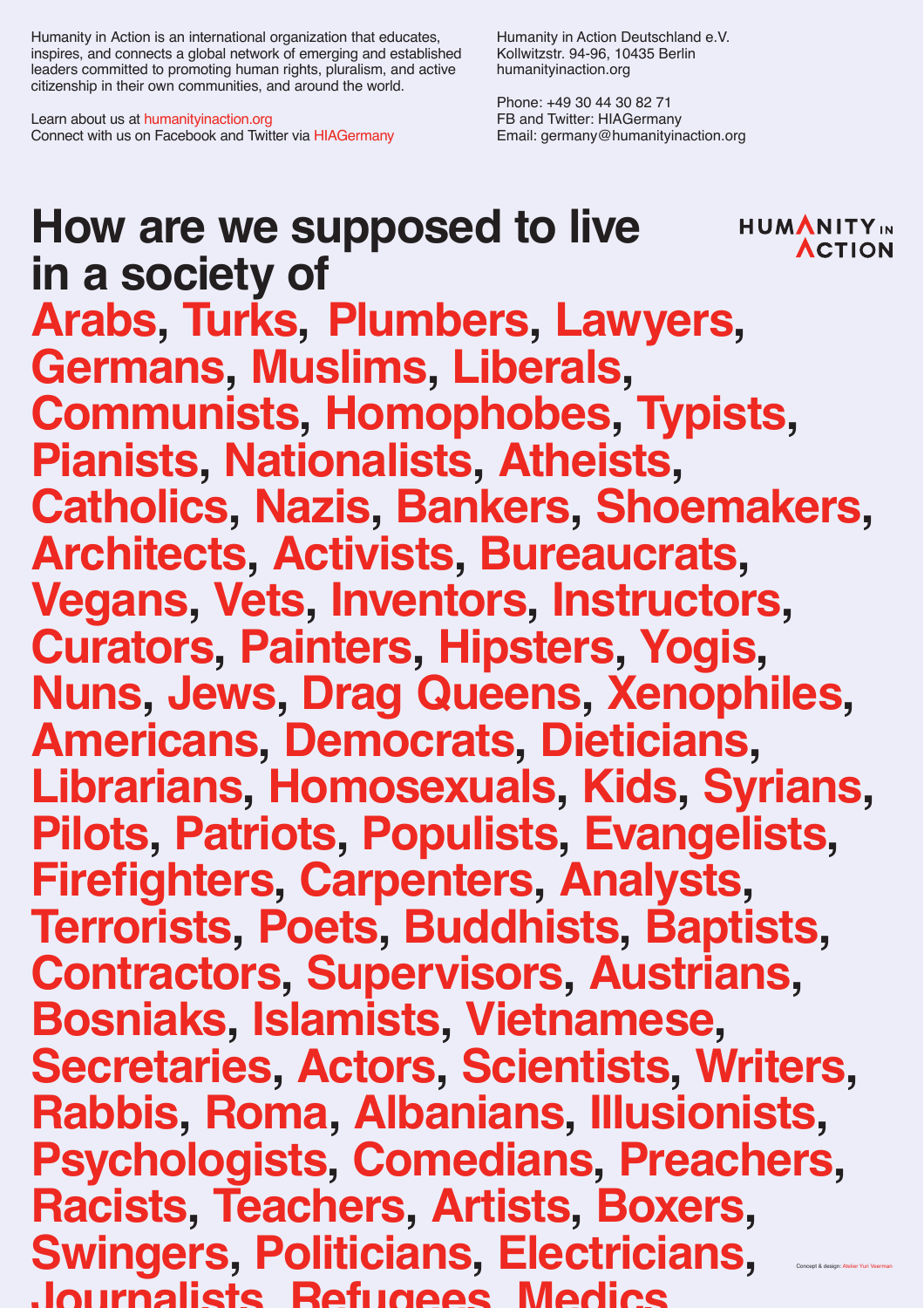Humanity in Action is an international organization that educates, inspires, and connects a global network of emerging and established leaders committed to promoting human rights, pluralism, and active citizenship in their own communities, and around the world.

Learn about us at humanityinaction.org
Connect with us on Facebook and Twitter via HIAGermany

Humanity in Action Deutschland e.V.
Kollwitzstr. 94-96, 10435 Berlin
humanityinaction.org

Phone: +49 30 44 30 82 71
FB and Twitter: HIAGermany
Email: germany@humanityinaction.org

HUMANITY IN ACTION

# How are we supposed to live in a society of Arabs, Turks, Plumbers, Lawyers, Germans, Muslims, Liberals, Communists, Homophobes, Typists, Pianists, Nationalists, Atheists, Catholics, Nazis, Bankers, Shoemakers, Architects, Activists, Bureaucrats, Vegans, Vets, Inventors, Instructors, Curators, Painters, Hipsters, Yogis, Nuns, Jews, Drag Queens, Xenophiles, Americans, Democrats, Dieticians, Librarians, Homosexuals, Kids, Syrians, Pilots, Patriots, Populists, Evangelists, Firefighters, Carpenters, Analysts, Terrorists, Poets, Buddhists, Baptists, Contractors, Supervisors, Austrians, Bosniaks, Islamists, Vietnamese, Secretaries, Actors, Scientists, Writers, Rabbis, Roma, Albanians, Illusionists, Psychologists, Comedians, Preachers, Racists, Teachers, Artists, Boxers, Swingers, Politicians, Electricians, Journalists, Refugees, Medics

Concept & design: Atelier Yuri Veerman